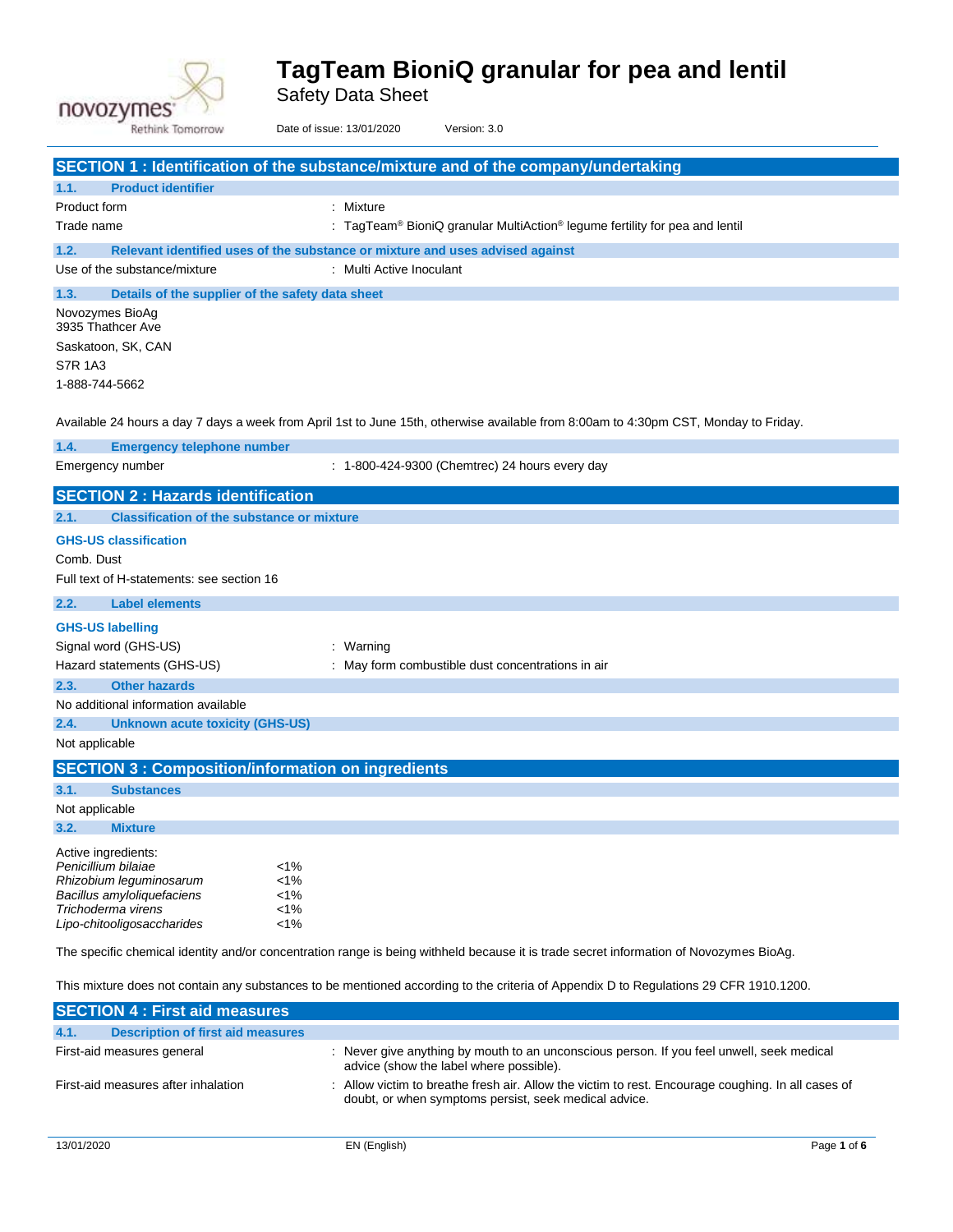# TagTeam BioniQ granular for pea and lentil

Safety Data Sheet

Date of issue: 13/01/2020 Version: 3.0

## SECTION 1 : Identification of the substance/mixture and of the company/undertaking

### 1.1. Product identifier

| | |
|---|---|
| Product form | : Mixture |
| Trade name | : TagTeam® BioniQ granular MultiAction® legume fertility for pea and lentil |

### 1.2. Relevant identified uses of the substance or mixture and uses advised against

| | |
|---|---|
| Use of the substance/mixture | : Multi Active Inoculant |

### 1.3. Details of the supplier of the safety data sheet

Novozymes BioAg
3935 Thathcer Ave
Saskatoon, SK, CAN
S7R 1A3
1-888-744-5662

Available 24 hours a day 7 days a week from April 1st to June 15th, otherwise available from 8:00am to 4:30pm CST, Monday to Friday.

### 1.4. Emergency telephone number

| | |
|---|---|
| Emergency number | : 1-800-424-9300 (Chemtrec) 24 hours every day |

## SECTION 2 : Hazards identification

### 2.1. Classification of the substance or mixture

**GHS-US classification**

Comb. Dust

Full text of H-statements: see section 16

### 2.2. Label elements

**GHS-US labelling**

| | |
|---|---|
| Signal word (GHS-US) | : Warning |
| Hazard statements (GHS-US) | : May form combustible dust concentrations in air |

### 2.3. Other hazards

No additional information available

### 2.4. Unknown acute toxicity (GHS-US)

Not applicable

## SECTION 3 : Composition/information on ingredients

### 3.1. Substances

Not applicable

### 3.2. Mixture

Active ingredients:

| | |
|---|---|
| *Penicillium bilaiae* | <1% |
| *Rhizobium leguminosarum* | <1% |
| *Bacillus amyloliquefaciens* | <1% |
| *Trichoderma virens* | <1% |
| *Lipo-chitooligosaccharides* | <1% |

The specific chemical identity and/or concentration range is being withheld because it is trade secret information of Novozymes BioAg.

This mixture does not contain any substances to be mentioned according to the criteria of Appendix D to Regulations 29 CFR 1910.1200.

## SECTION 4 : First aid measures

### 4.1. Description of first aid measures

| | |
|---|---|
| First-aid measures general | : Never give anything by mouth to an unconscious person. If you feel unwell, seek medical advice (show the label where possible). |
| First-aid measures after inhalation | : Allow victim to breathe fresh air. Allow the victim to rest. Encourage coughing. In all cases of doubt, or when symptoms persist, seek medical advice. |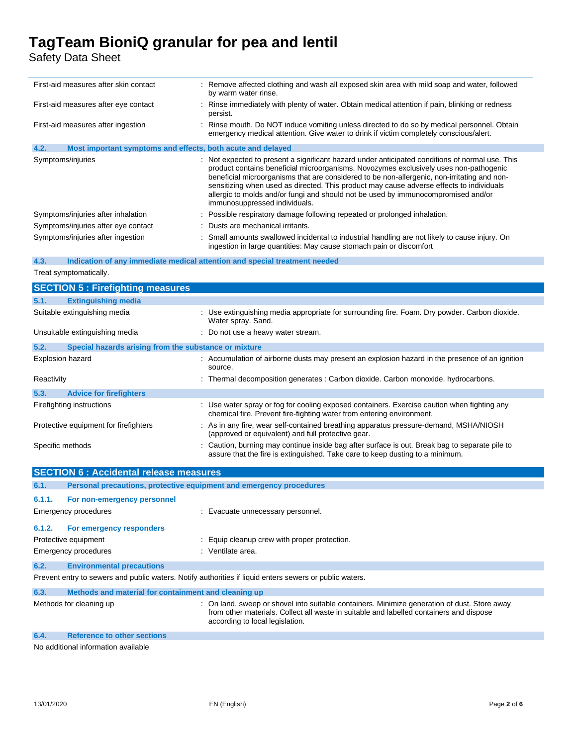| | |
|---|---|
| First-aid measures after skin contact | : Remove affected clothing and wash all exposed skin area with mild soap and water, followed by warm water rinse. |
| First-aid measures after eye contact | : Rinse immediately with plenty of water. Obtain medical attention if pain, blinking or redness persist. |
| First-aid measures after ingestion | : Rinse mouth. Do NOT induce vomiting unless directed to do so by medical personnel. Obtain emergency medical attention. Give water to drink if victim completely conscious/alert. |

### 4.2. Most important symptoms and effects, both acute and delayed

| | |
|---|---|
| Symptoms/injuries | : Not expected to present a significant hazard under anticipated conditions of normal use. This product contains beneficial microorganisms. Novozymes exclusively uses non-pathogenic beneficial microorganisms that are considered to be non-allergenic, non-irritating and non-sensitizing when used as directed. This product may cause adverse effects to individuals allergic to molds and/or fungi and should not be used by immunocompromised and/or immunosuppressed individuals. |
| Symptoms/injuries after inhalation | : Possible respiratory damage following repeated or prolonged inhalation. |
| Symptoms/injuries after eye contact | : Dusts are mechanical irritants. |
| Symptoms/injuries after ingestion | : Small amounts swallowed incidental to industrial handling are not likely to cause injury. On ingestion in large quantities: May cause stomach pain or discomfort |

### 4.3. Indication of any immediate medical attention and special treatment needed

Treat symptomatically.

## SECTION 5 : Firefighting measures

### 5.1. Extinguishing media

| | |
|---|---|
| Suitable extinguishing media | : Use extinguishing media appropriate for surrounding fire. Foam. Dry powder. Carbon dioxide. Water spray. Sand. |
| Unsuitable extinguishing media | : Do not use a heavy water stream. |

### 5.2. Special hazards arising from the substance or mixture

| | |
|---|---|
| Explosion hazard | : Accumulation of airborne dusts may present an explosion hazard in the presence of an ignition source. |
| Reactivity | : Thermal decomposition generates : Carbon dioxide. Carbon monoxide. hydrocarbons. |

### 5.3. Advice for firefighters

| | |
|---|---|
| Firefighting instructions | : Use water spray or fog for cooling exposed containers. Exercise caution when fighting any chemical fire. Prevent fire-fighting water from entering environment. |
| Protective equipment for firefighters | : As in any fire, wear self-contained breathing apparatus pressure-demand, MSHA/NIOSH (approved or equivalent) and full protective gear. |
| Specific methods | : Caution, burning may continue inside bag after surface is out. Break bag to separate pile to assure that the fire is extinguished. Take care to keep dusting to a minimum. |

## SECTION 6 : Accidental release measures

### 6.1. Personal precautions, protective equipment and emergency procedures

#### 6.1.1. For non-emergency personnel

| | |
|---|---|
| Emergency procedures | : Evacuate unnecessary personnel. |

#### 6.1.2. For emergency responders

| | |
|---|---|
| Protective equipment | : Equip cleanup crew with proper protection. |
| Emergency procedures | : Ventilate area. |

### 6.2. Environmental precautions

Prevent entry to sewers and public waters. Notify authorities if liquid enters sewers or public waters.

### 6.3. Methods and material for containment and cleaning up

| | |
|---|---|
| Methods for cleaning up | : On land, sweep or shovel into suitable containers. Minimize generation of dust. Store away from other materials. Collect all waste in suitable and labelled containers and dispose according to local legislation. |

### 6.4. Reference to other sections

No additional information available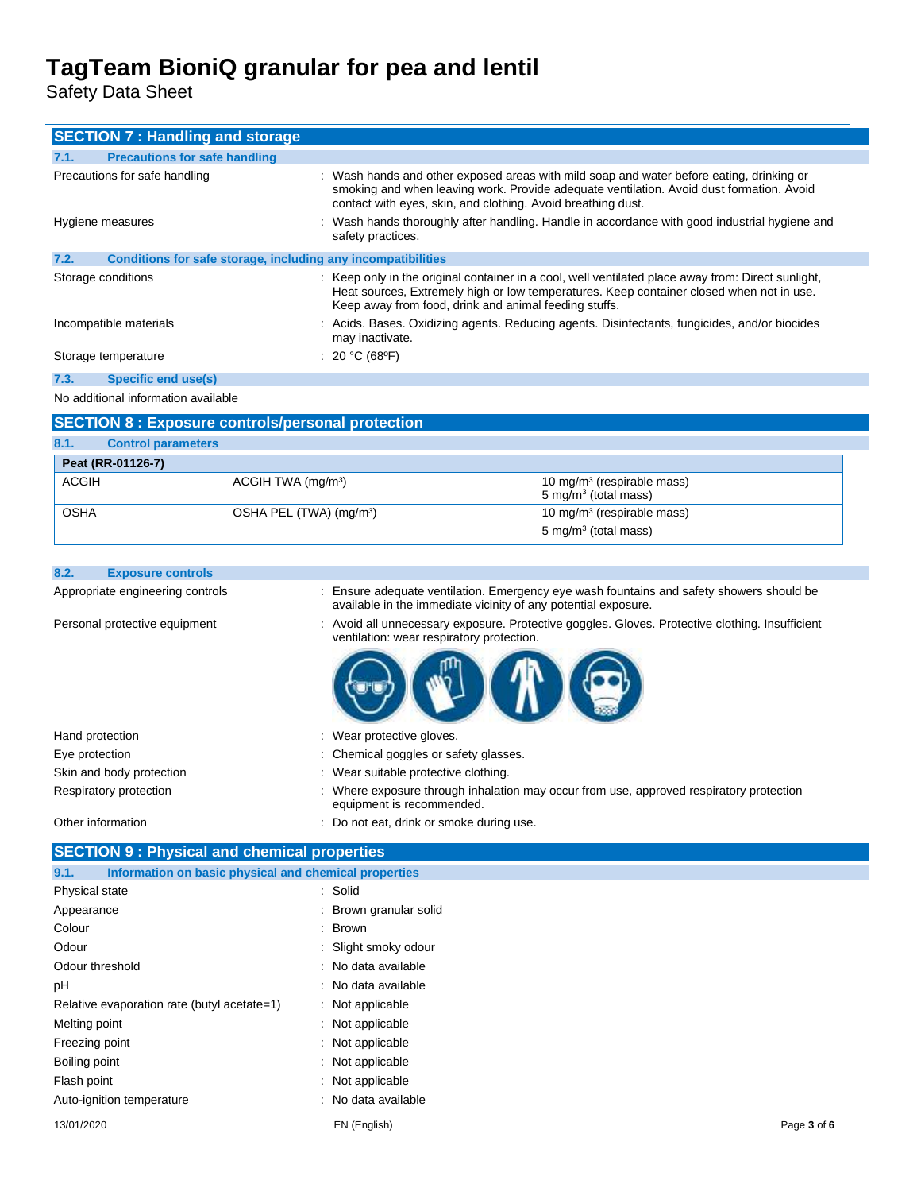## SECTION 7 : Handling and storage

### 7.1. Precautions for safe handling

Precautions for safe handling : Wash hands and other exposed areas with mild soap and water before eating, drinking or smoking and when leaving work. Provide adequate ventilation. Avoid dust formation. Avoid contact with eyes, skin, and clothing. Avoid breathing dust.

Hygiene measures : Wash hands thoroughly after handling. Handle in accordance with good industrial hygiene and safety practices.

### 7.2. Conditions for safe storage, including any incompatibilities

Storage conditions : Keep only in the original container in a cool, well ventilated place away from: Direct sunlight, Heat sources, Extremely high or low temperatures. Keep container closed when not in use. Keep away from food, drink and animal feeding stuffs.

Incompatible materials : Acids. Bases. Oxidizing agents. Reducing agents. Disinfectants, fungicides, and/or biocides may inactivate.

Storage temperature : 20 °C (68ºF)

### 7.3. Specific end use(s)

No additional information available

## SECTION 8 : Exposure controls/personal protection

### 8.1. Control parameters

| Peat (RR-01126-7) | | |
|---|---|---|
| ACGIH | ACGIH TWA (mg/m³) | 10 mg/m³ (respirable mass)<br>5 mg/m³ (total mass) |
| OSHA | OSHA PEL (TWA) (mg/m³) | 10 mg/m³ (respirable mass)<br>5 mg/m³ (total mass) |

### 8.2. Exposure controls

Appropriate engineering controls : Ensure adequate ventilation. Emergency eye wash fountains and safety showers should be available in the immediate vicinity of any potential exposure.

Personal protective equipment : Avoid all unnecessary exposure. Protective goggles. Gloves. Protective clothing. Insufficient ventilation: wear respiratory protection.

Hand protection : Wear protective gloves.

Eye protection : Chemical goggles or safety glasses.

Skin and body protection : Wear suitable protective clothing.

Respiratory protection : Where exposure through inhalation may occur from use, approved respiratory protection equipment is recommended.

Other information : Do not eat, drink or smoke during use.

## SECTION 9 : Physical and chemical properties

### 9.1. Information on basic physical and chemical properties

Physical state : Solid

Appearance : Brown granular solid

Colour : Brown

Odour : Slight smoky odour

Odour threshold : No data available

pH : No data available

Relative evaporation rate (butyl acetate=1) : Not applicable

Melting point : Not applicable

Freezing point : Not applicable

Boiling point : Not applicable

Flash point : Not applicable

Auto-ignition temperature : No data available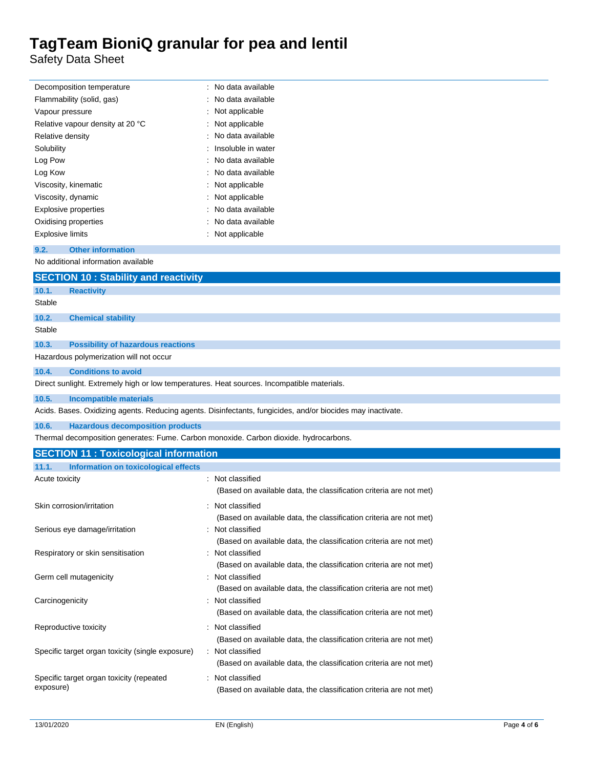| | |
|---|---|
| Decomposition temperature | : No data available |
| Flammability (solid, gas) | : No data available |
| Vapour pressure | : Not applicable |
| Relative vapour density at 20 °C | : Not applicable |
| Relative density | : No data available |
| Solubility | : Insoluble in water |
| Log Pow | : No data available |
| Log Kow | : No data available |
| Viscosity, kinematic | : Not applicable |
| Viscosity, dynamic | : Not applicable |
| Explosive properties | : No data available |
| Oxidising properties | : No data available |
| Explosive limits | : Not applicable |

### 9.2. Other information

No additional information available

## SECTION 10 : Stability and reactivity

### 10.1. Reactivity

Stable

### 10.2. Chemical stability

Stable

### 10.3. Possibility of hazardous reactions

Hazardous polymerization will not occur

### 10.4. Conditions to avoid

Direct sunlight. Extremely high or low temperatures. Heat sources. Incompatible materials.

### 10.5. Incompatible materials

Acids. Bases. Oxidizing agents. Reducing agents. Disinfectants, fungicides, and/or biocides may inactivate.

### 10.6. Hazardous decomposition products

Thermal decomposition generates: Fume. Carbon monoxide. Carbon dioxide. hydrocarbons.

## SECTION 11 : Toxicological information

### 11.1. Information on toxicological effects

| | |
|---|---|
| Acute toxicity | : Not classified<br>(Based on available data, the classification criteria are not met) |
| Skin corrosion/irritation | : Not classified<br>(Based on available data, the classification criteria are not met) |
| Serious eye damage/irritation | : Not classified<br>(Based on available data, the classification criteria are not met) |
| Respiratory or skin sensitisation | : Not classified<br>(Based on available data, the classification criteria are not met) |
| Germ cell mutagenicity | : Not classified<br>(Based on available data, the classification criteria are not met) |
| Carcinogenicity | : Not classified<br>(Based on available data, the classification criteria are not met) |
| Reproductive toxicity | : Not classified<br>(Based on available data, the classification criteria are not met) |
| Specific target organ toxicity (single exposure) | : Not classified<br>(Based on available data, the classification criteria are not met) |
| Specific target organ toxicity (repeated exposure) | : Not classified<br>(Based on available data, the classification criteria are not met) |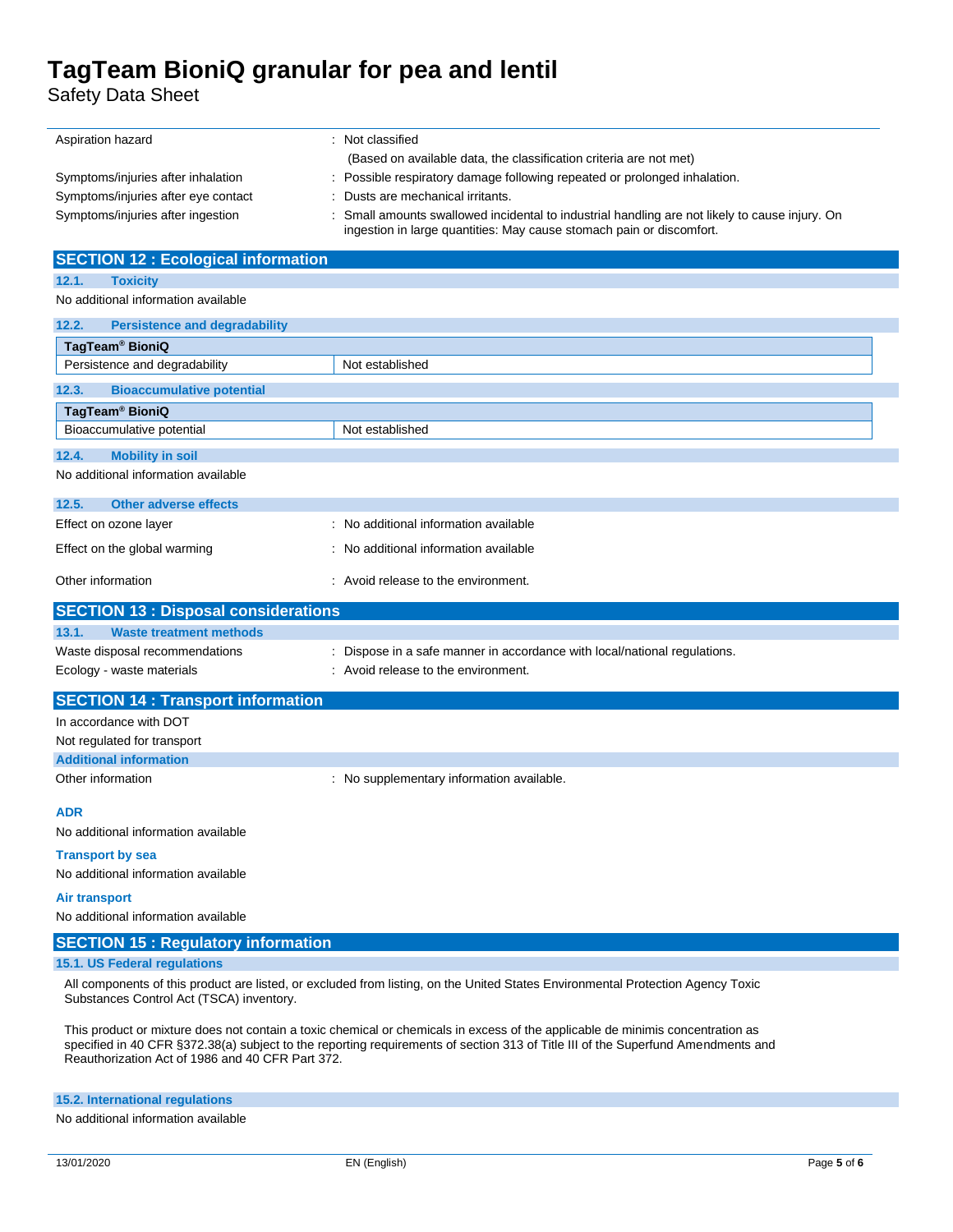| | |
|---|---|
| Aspiration hazard | : Not classified<br>(Based on available data, the classification criteria are not met) |
| Symptoms/injuries after inhalation | : Possible respiratory damage following repeated or prolonged inhalation. |
| Symptoms/injuries after eye contact | : Dusts are mechanical irritants. |
| Symptoms/injuries after ingestion | : Small amounts swallowed incidental to industrial handling are not likely to cause injury. On ingestion in large quantities: May cause stomach pain or discomfort. |

## SECTION 12 : Ecological information

### 12.1. Toxicity

No additional information available

### 12.2. Persistence and degradability

| TagTeam® BioniQ | |
|---|---|
| Persistence and degradability | Not established |

### 12.3. Bioaccumulative potential

| TagTeam® BioniQ | |
|---|---|
| Bioaccumulative potential | Not established |

### 12.4. Mobility in soil

No additional information available

### 12.5. Other adverse effects

| | |
|---|---|
| Effect on ozone layer | : No additional information available |
| Effect on the global warming | : No additional information available |
| Other information | : Avoid release to the environment. |

## SECTION 13 : Disposal considerations

### 13.1. Waste treatment methods

| | |
|---|---|
| Waste disposal recommendations | : Dispose in a safe manner in accordance with local/national regulations. |
| Ecology - waste materials | : Avoid release to the environment. |

## SECTION 14 : Transport information

In accordance with DOT

Not regulated for transport

### Additional information

Other information : No supplementary information available.

**ADR**

No additional information available

**Transport by sea**

No additional information available

**Air transport**

No additional information available

## SECTION 15 : Regulatory information

### 15.1. US Federal regulations

All components of this product are listed, or excluded from listing, on the United States Environmental Protection Agency Toxic Substances Control Act (TSCA) inventory.

This product or mixture does not contain a toxic chemical or chemicals in excess of the applicable de minimis concentration as specified in 40 CFR §372.38(a) subject to the reporting requirements of section 313 of Title III of the Superfund Amendments and Reauthorization Act of 1986 and 40 CFR Part 372.

### 15.2. International regulations

No additional information available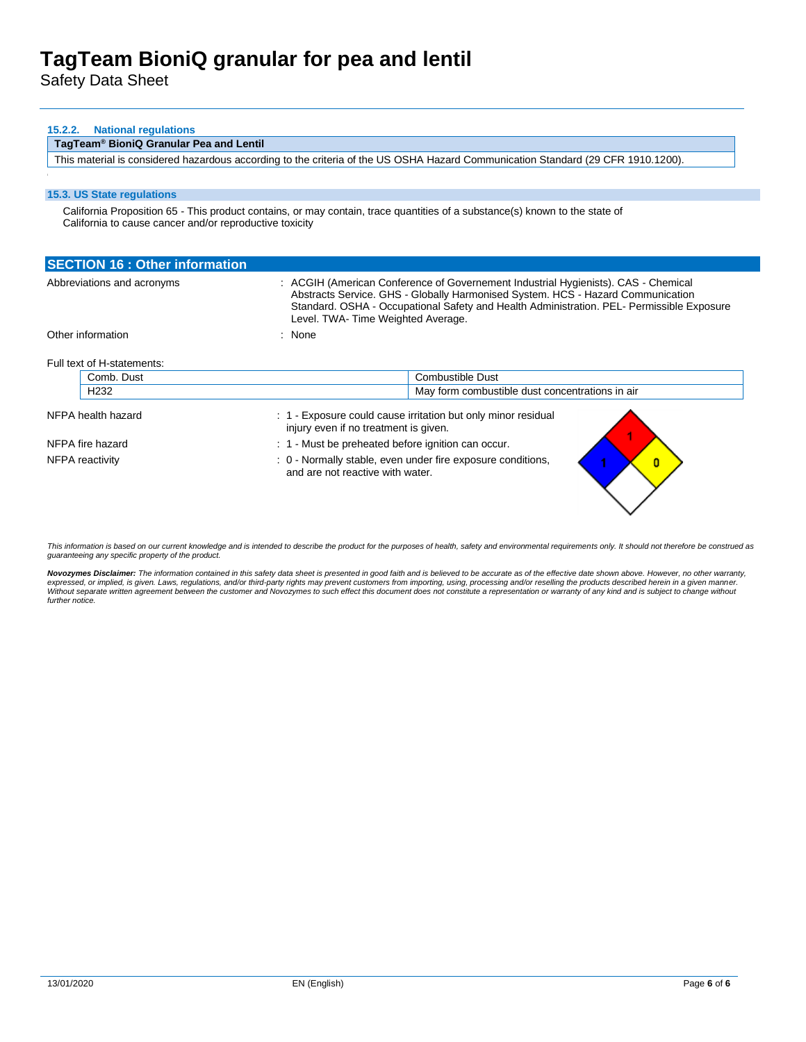#### 15.2.2. National regulations

| TagTeam® BioniQ Granular Pea and Lentil |
|---|
| This material is considered hazardous according to the criteria of the US OSHA Hazard Communication Standard (29 CFR 1910.1200). |

### 15.3. US State regulations

California Proposition 65 - This product contains, or may contain, trace quantities of a substance(s) known to the state of California to cause cancer and/or reproductive toxicity

## SECTION 16 : Other information

Abbreviations and acronyms : ACGIH (American Conference of Governement Industrial Hygienists). CAS - Chemical Abstracts Service. GHS - Globally Harmonised System. HCS - Hazard Communication Standard. OSHA - Occupational Safety and Health Administration. PEL- Permissible Exposure Level. TWA- Time Weighted Average.

Other information : None

Full text of H-statements:

| | |
|---|---|
| Comb. Dust | Combustible Dust |
| H232 | May form combustible dust concentrations in air |

NFPA health hazard : 1 - Exposure could cause irritation but only minor residual injury even if no treatment is given.

NFPA fire hazard : 1 - Must be preheated before ignition can occur.

NFPA reactivity : 0 - Normally stable, even under fire exposure conditions, and are not reactive with water.

1

1

0

*This information is based on our current knowledge and is intended to describe the product for the purposes of health, safety and environmental requirements only. It should not therefore be construed as guaranteeing any specific property of the product.*

***Novozymes Disclaimer:*** *The information contained in this safety data sheet is presented in good faith and is believed to be accurate as of the effective date shown above. However, no other warranty, expressed, or implied, is given. Laws, regulations, and/or third-party rights may prevent customers from importing, using, processing and/or reselling the products described herein in a given manner. Without separate written agreement between the customer and Novozymes to such effect this document does not constitute a representation or warranty of any kind and is subject to change without further notice.*